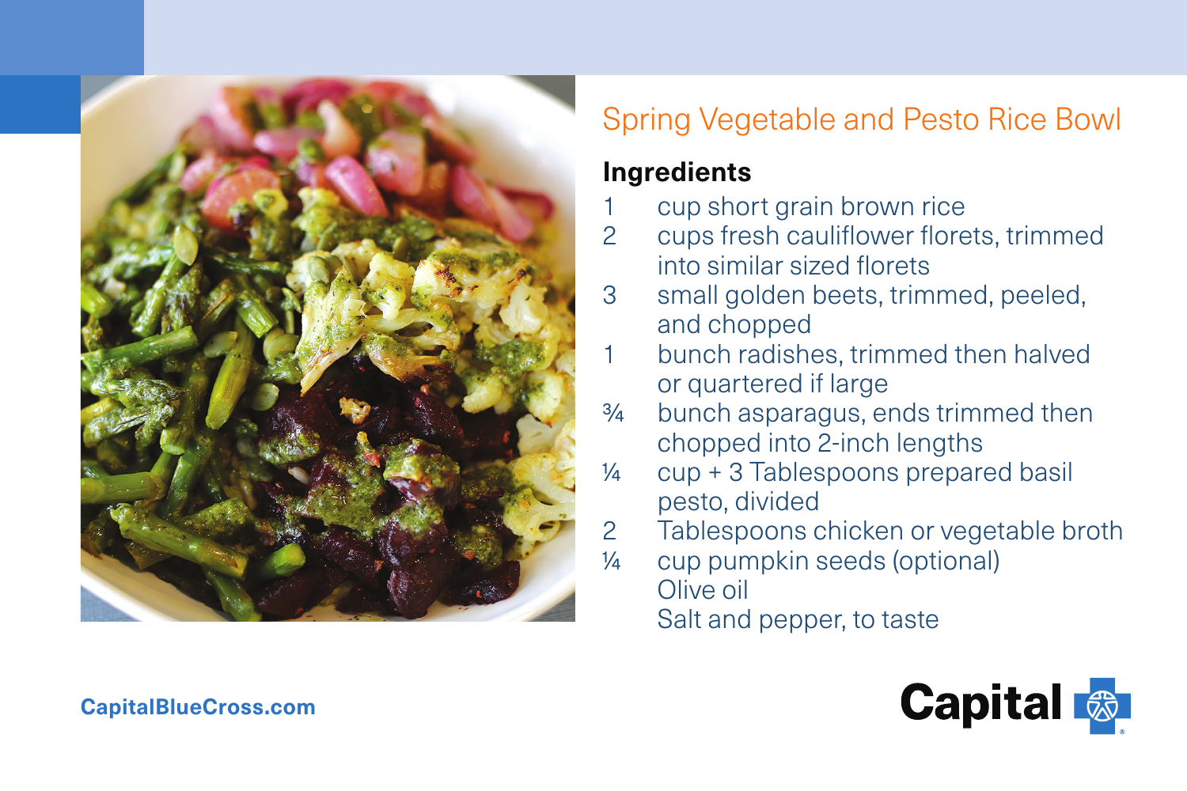# Spring Vegetable and Pesto Rice Bowl

## Ingredients

- 1 cup short grain brown rice
- 2 cups fresh cauliflower florets, trimmed into similar sized florets
- 3 small golden beets, trimmed, peeled, and chopped
- 1 bunch radishes, trimmed then halved or quartered if large
- ¾ bunch asparagus, ends trimmed then chopped into 2-inch lengths
- ¼ cup + 3 Tablespoons prepared basil pesto, divided
- 2 Tablespoons chicken or vegetable broth
- ¼ cup pumpkin seeds (optional)
- Olive oil
- Salt and pepper, to taste

CapitalBlueCross.com

Capital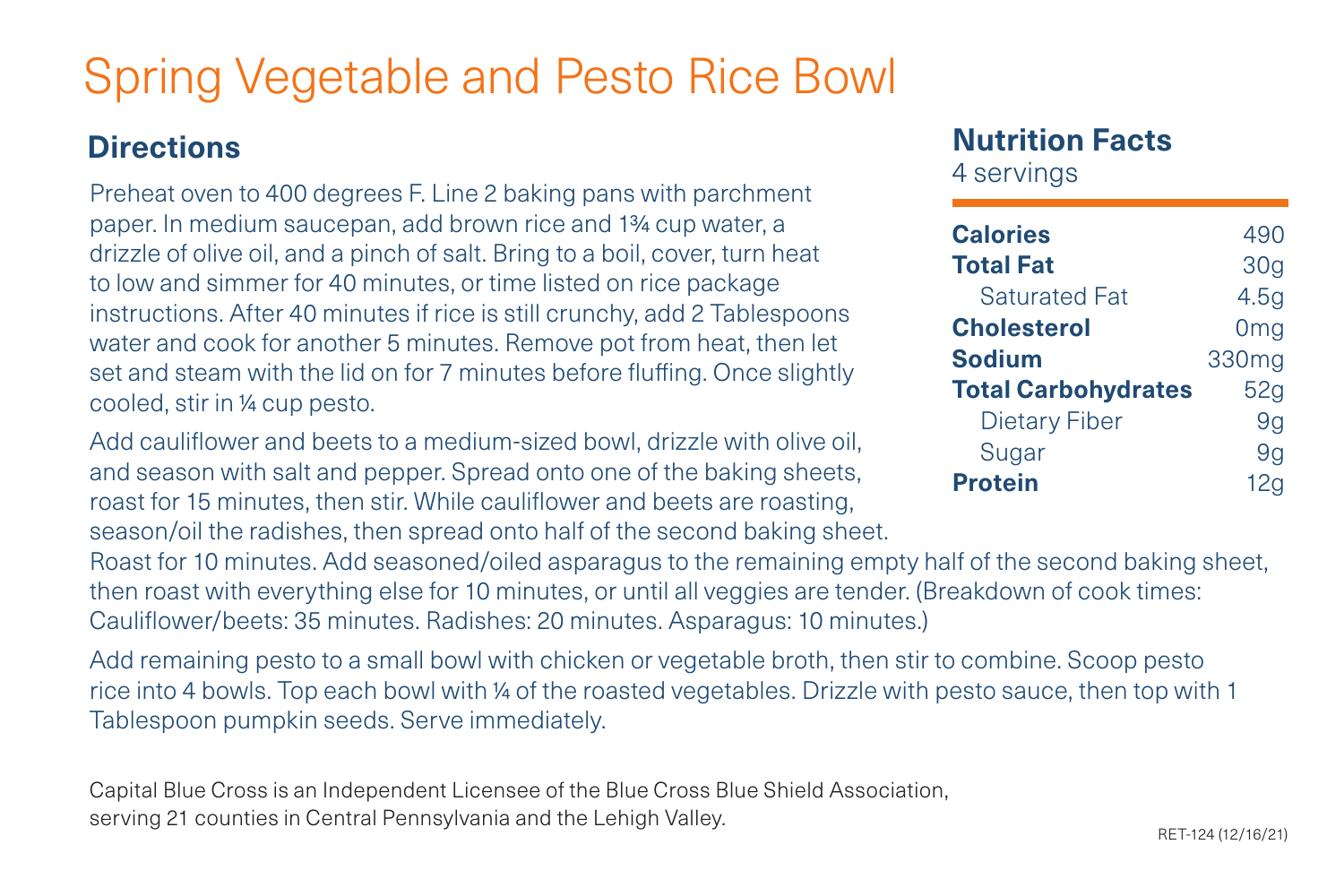# Spring Vegetable and Pesto Rice Bowl

## Directions

Preheat oven to 400 degrees F. Line 2 baking pans with parchment paper. In medium saucepan, add brown rice and 1¾ cup water, a drizzle of olive oil, and a pinch of salt. Bring to a boil, cover, turn heat to low and simmer for 40 minutes, or time listed on rice package instructions. After 40 minutes if rice is still crunchy, add 2 Tablespoons water and cook for another 5 minutes. Remove pot from heat, then let set and steam with the lid on for 7 minutes before fluffing. Once slightly cooled, stir in ¼ cup pesto.

Add cauliflower and beets to a medium-sized bowl, drizzle with olive oil, and season with salt and pepper. Spread onto one of the baking sheets, roast for 15 minutes, then stir. While cauliflower and beets are roasting, season/oil the radishes, then spread onto half of the second baking sheet. Roast for 10 minutes. Add seasoned/oiled asparagus to the remaining empty half of the second baking sheet, then roast with everything else for 10 minutes, or until all veggies are tender. (Breakdown of cook times: Cauliflower/beets: 35 minutes. Radishes: 20 minutes. Asparagus: 10 minutes.)

Add remaining pesto to a small bowl with chicken or vegetable broth, then stir to combine. Scoop pesto rice into 4 bowls. Top each bowl with ¼ of the roasted vegetables. Drizzle with pesto sauce, then top with 1 Tablespoon pumpkin seeds. Serve immediately.

## Nutrition Facts

4 servings

| | |
|---|---|
| **Calories** | 490 |
| **Total Fat** | 30g |
| Saturated Fat | 4.5g |
| **Cholesterol** | 0mg |
| **Sodium** | 330mg |
| **Total Carbohydrates** | 52g |
| Dietary Fiber | 9g |
| Sugar | 9g |
| **Protein** | 12g |

Capital Blue Cross is an Independent Licensee of the Blue Cross Blue Shield Association, serving 21 counties in Central Pennsylvania and the Lehigh Valley.

RET-124 (12/16/21)